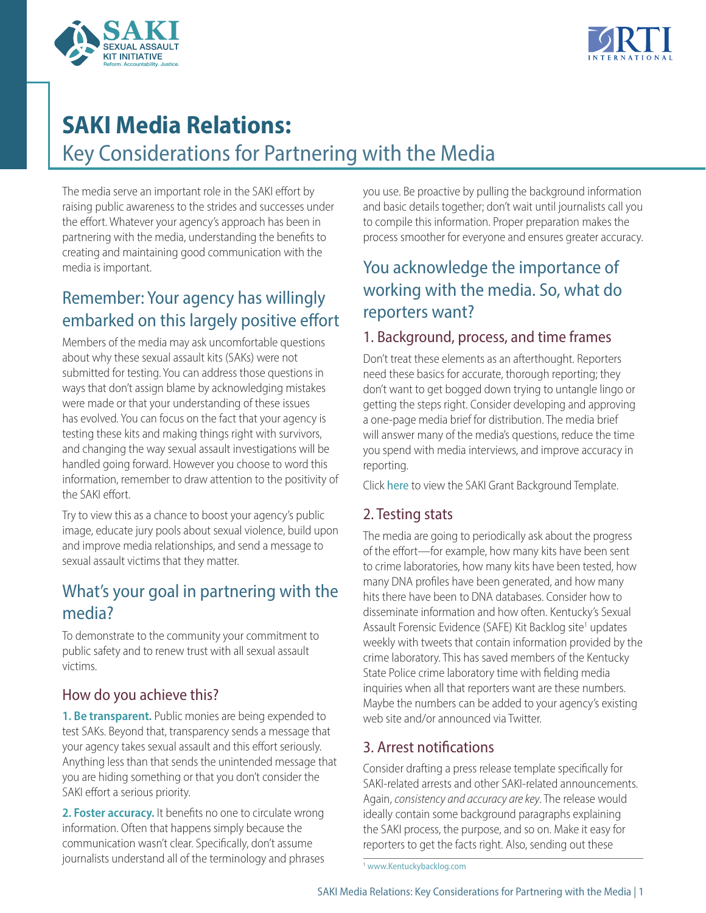# SAKI Media Relations:

## Key Considerations for Partnering with the Media

The media serve an important role in the SAKI effort by raising public awareness to the strides and successes under the effort. Whatever your agency's approach has been in partnering with the media, understanding the benefits to creating and maintaining good communication with the media is important.

## Remember: Your agency has willingly embarked on this largely positive effort

Members of the media may ask uncomfortable questions about why these sexual assault kits (SAKs) were not submitted for testing. You can address those questions in ways that don't assign blame by acknowledging mistakes were made or that your understanding of these issues has evolved. You can focus on the fact that your agency is testing these kits and making things right with survivors, and changing the way sexual assault investigations will be handled going forward. However you choose to word this information, remember to draw attention to the positivity of the SAKI effort.

Try to view this as a chance to boost your agency's public image, educate jury pools about sexual violence, build upon and improve media relationships, and send a message to sexual assault victims that they matter.

## What's your goal in partnering with the media?

To demonstrate to the community your commitment to public safety and to renew trust with all sexual assault victims.

### How do you achieve this?

**1. Be transparent.** Public monies are being expended to test SAKs. Beyond that, transparency sends a message that your agency takes sexual assault and this effort seriously. Anything less than that sends the unintended message that you are hiding something or that you don't consider the SAKI effort a serious priority.

**2. Foster accuracy.** It benefits no one to circulate wrong information. Often that happens simply because the communication wasn't clear. Specifically, don't assume journalists understand all of the terminology and phrases you use. Be proactive by pulling the background information and basic details together; don't wait until journalists call you to compile this information. Proper preparation makes the process smoother for everyone and ensures greater accuracy.

## You acknowledge the importance of working with the media. So, what do reporters want?

### 1. Background, process, and time frames

Don't treat these elements as an afterthought. Reporters need these basics for accurate, thorough reporting; they don't want to get bogged down trying to untangle lingo or getting the steps right. Consider developing and approving a one-page media brief for distribution. The media brief will answer many of the media's questions, reduce the time you spend with media interviews, and improve accuracy in reporting.

Click here to view the SAKI Grant Background Template.

### 2. Testing stats

The media are going to periodically ask about the progress of the effort—for example, how many kits have been sent to crime laboratories, how many kits have been tested, how many DNA profiles have been generated, and how many hits there have been to DNA databases. Consider how to disseminate information and how often. Kentucky's Sexual Assault Forensic Evidence (SAFE) Kit Backlog site[1] updates weekly with tweets that contain information provided by the crime laboratory. This has saved members of the Kentucky State Police crime laboratory time with fielding media inquiries when all that reporters want are these numbers. Maybe the numbers can be added to your agency's existing web site and/or announced via Twitter.

### 3. Arrest notifications

Consider drafting a press release template specifically for SAKI-related arrests and other SAKI-related announcements. Again, *consistency and accuracy are key*. The release would ideally contain some background paragraphs explaining the SAKI process, the purpose, and so on. Make it easy for reporters to get the facts right. Also, sending out these

[1] www.Kentuckybacklog.com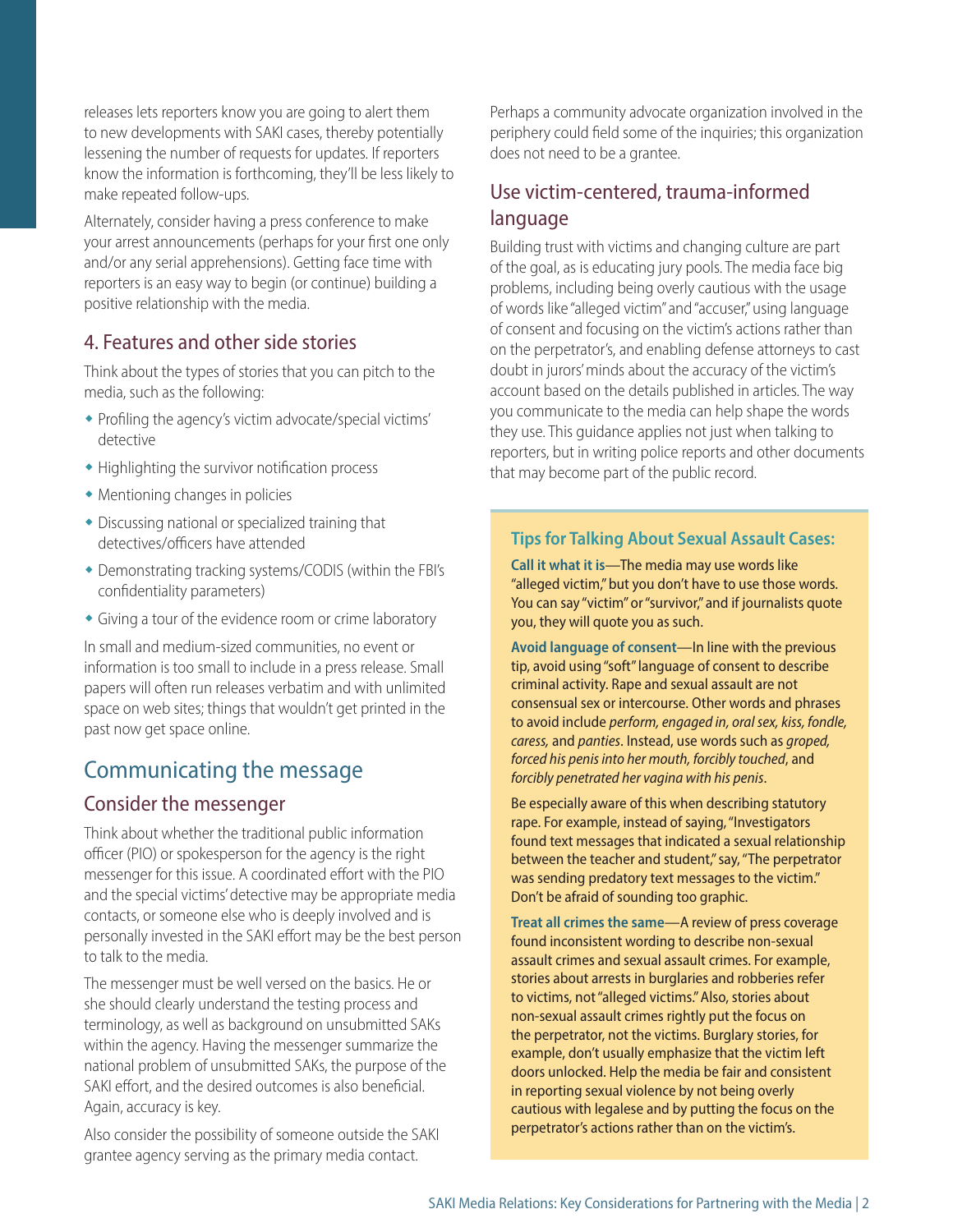releases lets reporters know you are going to alert them to new developments with SAKI cases, thereby potentially lessening the number of requests for updates. If reporters know the information is forthcoming, they'll be less likely to make repeated follow-ups.

Alternately, consider having a press conference to make your arrest announcements (perhaps for your first one only and/or any serial apprehensions). Getting face time with reporters is an easy way to begin (or continue) building a positive relationship with the media.

### 4. Features and other side stories

Think about the types of stories that you can pitch to the media, such as the following:

- Profiling the agency's victim advocate/special victims' detective
- Highlighting the survivor notification process
- Mentioning changes in policies
- Discussing national or specialized training that detectives/officers have attended
- Demonstrating tracking systems/CODIS (within the FBI's confidentiality parameters)
- Giving a tour of the evidence room or crime laboratory

In small and medium-sized communities, no event or information is too small to include in a press release. Small papers will often run releases verbatim and with unlimited space on web sites; things that wouldn't get printed in the past now get space online.

## Communicating the message

### Consider the messenger

Think about whether the traditional public information officer (PIO) or spokesperson for the agency is the right messenger for this issue. A coordinated effort with the PIO and the special victims' detective may be appropriate media contacts, or someone else who is deeply involved and is personally invested in the SAKI effort may be the best person to talk to the media.

The messenger must be well versed on the basics. He or she should clearly understand the testing process and terminology, as well as background on unsubmitted SAKs within the agency. Having the messenger summarize the national problem of unsubmitted SAKs, the purpose of the SAKI effort, and the desired outcomes is also beneficial. Again, accuracy is key.

Also consider the possibility of someone outside the SAKI grantee agency serving as the primary media contact. Perhaps a community advocate organization involved in the periphery could field some of the inquiries; this organization does not need to be a grantee.

### Use victim-centered, trauma-informed language

Building trust with victims and changing culture are part of the goal, as is educating jury pools. The media face big problems, including being overly cautious with the usage of words like "alleged victim" and "accuser," using language of consent and focusing on the victim's actions rather than on the perpetrator's, and enabling defense attorneys to cast doubt in jurors' minds about the accuracy of the victim's account based on the details published in articles. The way you communicate to the media can help shape the words they use. This guidance applies not just when talking to reporters, but in writing police reports and other documents that may become part of the public record.

#### Tips for Talking About Sexual Assault Cases:

**Call it what it is**—The media may use words like "alleged victim," but you don't have to use those words. You can say "victim" or "survivor," and if journalists quote you, they will quote you as such.

**Avoid language of consent**—In line with the previous tip, avoid using "soft" language of consent to describe criminal activity. Rape and sexual assault are not consensual sex or intercourse. Other words and phrases to avoid include *perform, engaged in, oral sex, kiss, fondle, caress,* and *panties*. Instead, use words such as *groped, forced his penis into her mouth, forcibly touched*, and *forcibly penetrated her vagina with his penis*.

Be especially aware of this when describing statutory rape. For example, instead of saying, "Investigators found text messages that indicated a sexual relationship between the teacher and student," say, "The perpetrator was sending predatory text messages to the victim." Don't be afraid of sounding too graphic.

**Treat all crimes the same**—A review of press coverage found inconsistent wording to describe non-sexual assault crimes and sexual assault crimes. For example, stories about arrests in burglaries and robberies refer to victims, not "alleged victims." Also, stories about non-sexual assault crimes rightly put the focus on the perpetrator, not the victims. Burglary stories, for example, don't usually emphasize that the victim left doors unlocked. Help the media be fair and consistent in reporting sexual violence by not being overly cautious with legalese and by putting the focus on the perpetrator's actions rather than on the victim's.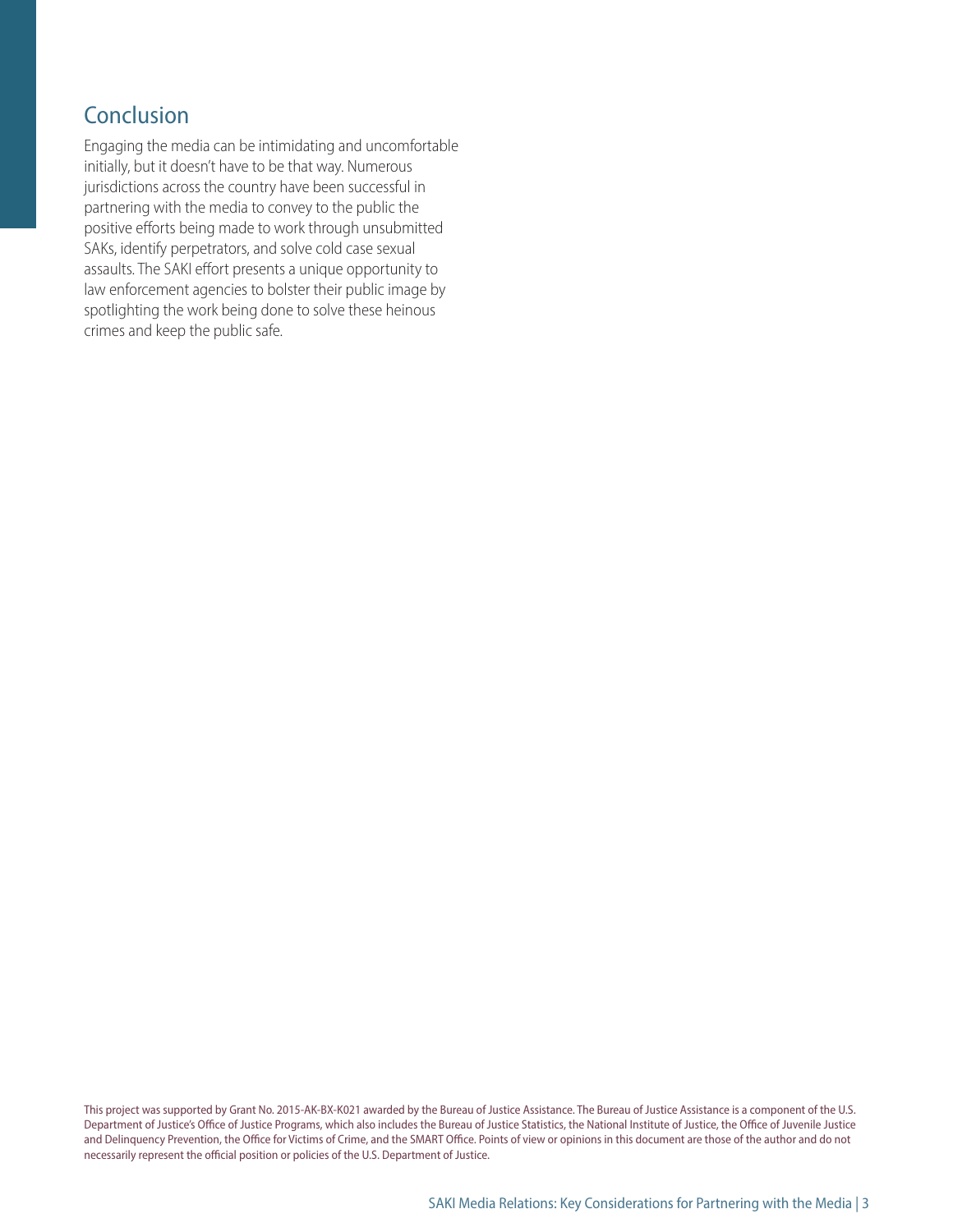## Conclusion

Engaging the media can be intimidating and uncomfortable initially, but it doesn't have to be that way. Numerous jurisdictions across the country have been successful in partnering with the media to convey to the public the positive efforts being made to work through unsubmitted SAKs, identify perpetrators, and solve cold case sexual assaults. The SAKI effort presents a unique opportunity to law enforcement agencies to bolster their public image by spotlighting the work being done to solve these heinous crimes and keep the public safe.

This project was supported by Grant No. 2015-AK-BX-K021 awarded by the Bureau of Justice Assistance. The Bureau of Justice Assistance is a component of the U.S. Department of Justice's Office of Justice Programs, which also includes the Bureau of Justice Statistics, the National Institute of Justice, the Office of Juvenile Justice and Delinquency Prevention, the Office for Victims of Crime, and the SMART Office. Points of view or opinions in this document are those of the author and do not necessarily represent the official position or policies of the U.S. Department of Justice.